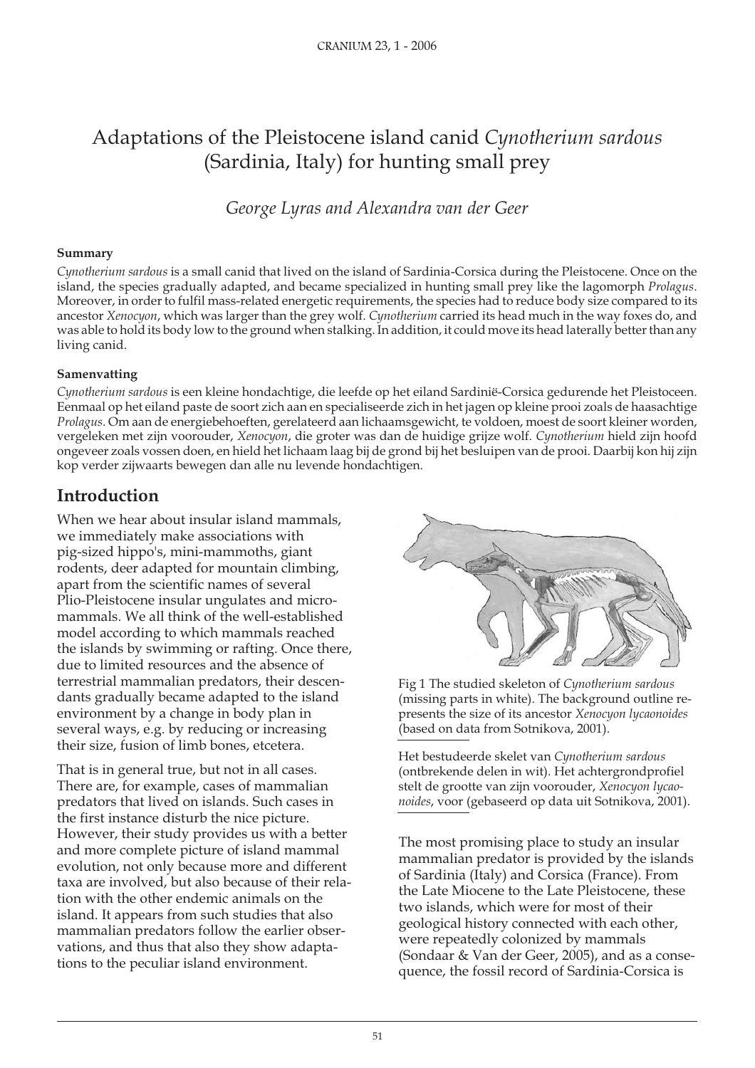// Adaptations of the Pleistocene island canid *Cynotherium sardous* (Sardinia, Italy) for hunting small prey

*George Lyras and Alexandra van der Geer*

**Summary**

*Cynotherium sardous* is a small canid that lived on the island of Sardinia-Corsica during the Pleistocene. Once on the island, the species gradually adapted, and became specialized in hunting small prey like the lagomorph *Prolagus*. Moreover, in order to fulfil mass-related energetic requirements, the species had to reduce body size compared to its ancestor *Xenocyon*, which was larger than the grey wolf. *Cynotherium* carried its head much in the way foxes do, and was able to hold its body low to the ground when stalking. In addition, it could move its head laterally better than any living canid.

**Samenvatting**

*Cynotherium sardous* is een kleine hondachtige, die leefde op het eiland Sardinië-Corsica gedurende het Pleistoceen. Eenmaal op het eiland paste de soort zich aan en specialiseerde zich in het jagen op kleine prooi zoals de haasachtige *Prolagus*. Om aan de energiebehoeften, gerelateerd aan lichaamsgewicht, te voldoen, moest de soort kleiner worden, vergeleken met zijn voorouder, *Xenocyon*, die groter was dan de huidige grijze wolf. *Cynotherium* hield zijn hoofd ongeveer zoals vossen doen, en hield het lichaam laag bij de grond bij het besluipen van de prooi. Daarbij kon hij zijn kop verder zijwaarts bewegen dan alle nu levende hondachtigen.

## Introduction

When we hear about insular island mammals, we immediately make associations with pig-sized hippo's, mini-mammoths, giant rodents, deer adapted for mountain climbing, apart from the scientific names of several Plio-Pleistocene insular ungulates and micromammals. We all think of the well-established model according to which mammals reached the islands by swimming or rafting. Once there, due to limited resources and the absence of terrestrial mammalian predators, their descendants gradually became adapted to the island environment by a change in body plan in several ways, e.g. by reducing or increasing their size, fusion of limb bones, etcetera.

That is in general true, but not in all cases. There are, for example, cases of mammalian predators that lived on islands. Such cases in the first instance disturb the nice picture. However, their study provides us with a better and more complete picture of island mammal evolution, not only because more and different taxa are involved, but also because of their relation with the other endemic animals on the island. It appears from such studies that also mammalian predators follow the earlier observations, and thus that also they show adaptations to the peculiar island environment.

Fig 1 The studied skeleton of *Cynotherium sardous* (missing parts in white). The background outline represents the size of its ancestor *Xenocyon lycaonoides* (based on data from Sotnikova, 2001).

Het bestudeerde skelet van *Cynotherium sardous* (ontbrekende delen in wit). Het achtergrondprofiel stelt de grootte van zijn voorouder, *Xenocyon lycaonoides*, voor (gebaseerd op data uit Sotnikova, 2001).

The most promising place to study an insular mammalian predator is provided by the islands of Sardinia (Italy) and Corsica (France). From the Late Miocene to the Late Pleistocene, these two islands, which were for most of their geological history connected with each other, were repeatedly colonized by mammals (Sondaar & Van der Geer, 2005), and as a consequence, the fossil record of Sardinia-Corsica is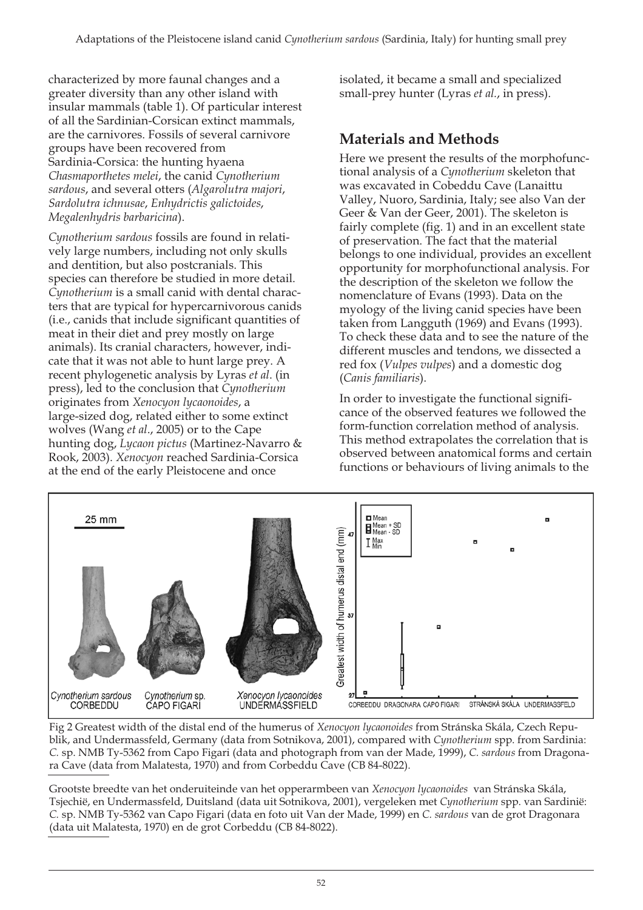characterized by more faunal changes and a greater diversity than any other island with insular mammals (table 1). Of particular interest of all the Sardinian-Corsican extinct mammals, are the carnivores. Fossils of several carnivore groups have been recovered from Sardinia-Corsica: the hunting hyaena *Chasmaporthetes melei*, the canid *Cynotherium sardous*, and several otters (*Algarolutra majori*, *Sardolutra ichnusae*, *Enhydrictis galictoides*, *Megalenhydris barbaricina*).

*Cynotherium sardous* fossils are found in relatively large numbers, including not only skulls and dentition, but also postcranials. This species can therefore be studied in more detail. *Cynotherium* is a small canid with dental characters that are typical for hypercarnivorous canids (i.e., canids that include significant quantities of meat in their diet and prey mostly on large animals). Its cranial characters, however, indicate that it was not able to hunt large prey. A recent phylogenetic analysis by Lyras *et al*. (in press), led to the conclusion that *Cynotherium* originates from *Xenocyon lycaonoides*, a large-sized dog, related either to some extinct wolves (Wang *et al*., 2005) or to the Cape hunting dog, *Lycaon pictus* (Martinez-Navarro & Rook, 2003). *Xenocyon* reached Sardinia-Corsica at the end of the early Pleistocene and once isolated, it became a small and specialized small-prey hunter (Lyras *et al.*, in press).

## Materials and Methods

Here we present the results of the morphofunctional analysis of a *Cynotherium* skeleton that was excavated in Cobeddu Cave (Lanaittu Valley, Nuoro, Sardinia, Italy; see also Van der Geer & Van der Geer, 2001). The skeleton is fairly complete (fig. 1) and in an excellent state of preservation. The fact that the material belongs to one individual, provides an excellent opportunity for morphofunctional analysis. For the description of the skeleton we follow the nomenclature of Evans (1993). Data on the myology of the living canid species have been taken from Langguth (1969) and Evans (1993). To check these data and to see the nature of the different muscles and tendons, we dissected a red fox (*Vulpes vulpes*) and a domestic dog (*Canis familiaris*).

In order to investigate the functional significance of the observed features we followed the form-function correlation method of analysis. This method extrapolates the correlation that is observed between anatomical forms and certain functions or behaviours of living animals to the

Fig 2 Greatest width of the distal end of the humerus of *Xenocyon lycaonoides* from Stránska Skála, Czech Republik, and Undermassfeld, Germany (data from Sotnikova, 2001), compared with *Cynotherium* spp. from Sardinia: *C.* sp. NMB Ty-5362 from Capo Figari (data and photograph from van der Made, 1999), *C. sardous* from Dragonara Cave (data from Malatesta, 1970) and from Corbeddu Cave (CB 84-8022).

Grootste breedte van het onderuiteinde van het opperarmbeen van *Xenocyon lycaonoides* van Stránska Skála, Tsjechië, en Undermassfeld, Duitsland (data uit Sotnikova, 2001), vergeleken met *Cynotherium* spp. van Sardinië: *C.* sp. NMB Ty-5362 van Capo Figari (data en foto uit Van der Made, 1999) en *C. sardous* van de grot Dragonara (data uit Malatesta, 1970) en de grot Corbeddu (CB 84-8022).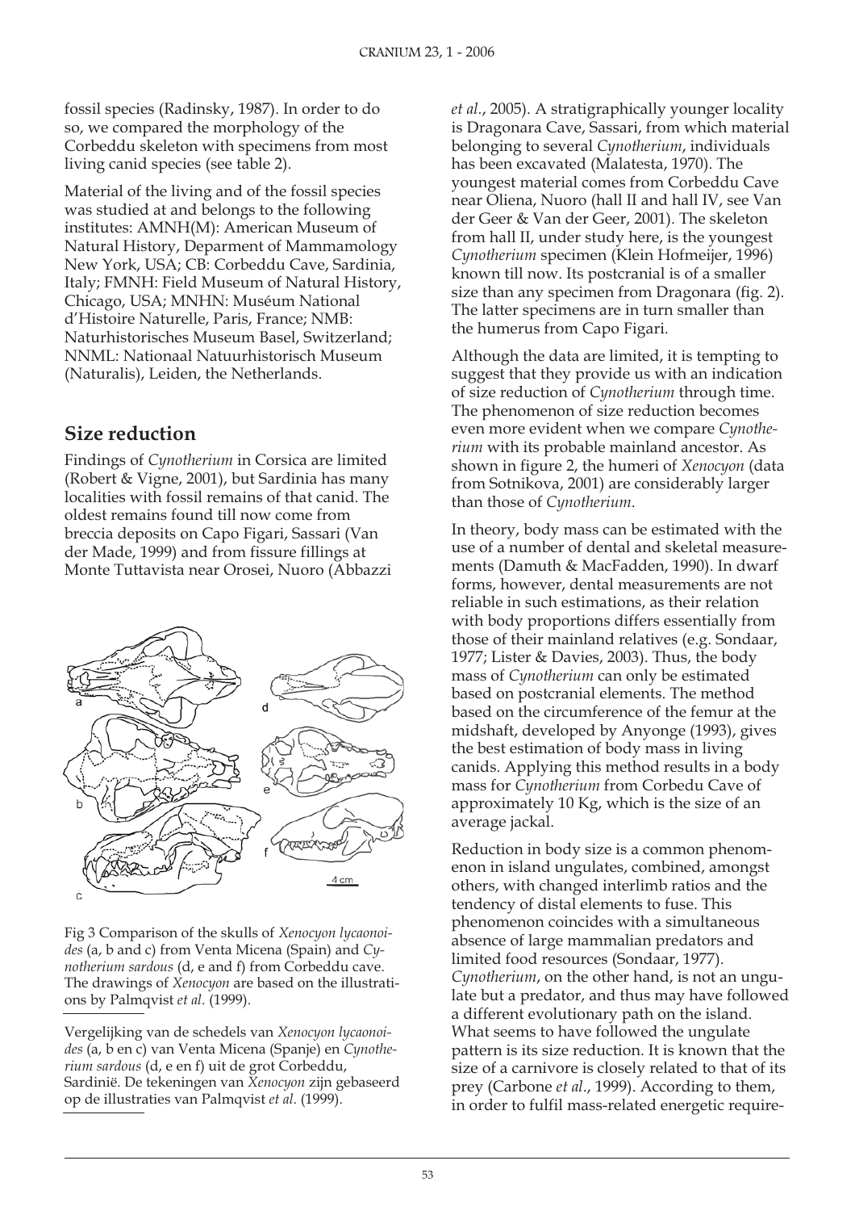fossil species (Radinsky, 1987). In order to do so, we compared the morphology of the Corbeddu skeleton with specimens from most living canid species (see table 2).

Material of the living and of the fossil species was studied at and belongs to the following institutes: AMNH(M): American Museum of Natural History, Deparment of Mammamology New York, USA; CB: Corbeddu Cave, Sardinia, Italy; FMNH: Field Museum of Natural History, Chicago, USA; MNHN: Muséum National d'Histoire Naturelle, Paris, France; NMB: Naturhistorisches Museum Basel, Switzerland; NNML: Nationaal Natuurhistorisch Museum (Naturalis), Leiden, the Netherlands.

## Size reduction

Findings of *Cynotherium* in Corsica are limited (Robert & Vigne, 2001), but Sardinia has many localities with fossil remains of that canid. The oldest remains found till now come from breccia deposits on Capo Figari, Sassari (Van der Made, 1999) and from fissure fillings at Monte Tuttavista near Orosei, Nuoro (Abbazzi *et al.*, 2005). A stratigraphically younger locality is Dragonara Cave, Sassari, from which material belonging to several *Cynotherium*, individuals has been excavated (Malatesta, 1970). The youngest material comes from Corbeddu Cave near Oliena, Nuoro (hall II and hall IV, see Van der Geer & Van der Geer, 2001). The skeleton from hall II, under study here, is the youngest *Cynotherium* specimen (Klein Hofmeijer, 1996) known till now. Its postcranial is of a smaller size than any specimen from Dragonara (fig. 2). The latter specimens are in turn smaller than the humerus from Capo Figari.

Fig 3 Comparison of the skulls of *Xenocyon lycaonoides* (a, b and c) from Venta Micena (Spain) and *Cynotherium sardous* (d, e and f) from Corbeddu cave. The drawings of *Xenocyon* are based on the illustrations by Palmqvist *et al.* (1999).

Vergelijking van de schedels van *Xenocyon lycaonoides* (a, b en c) van Venta Micena (Spanje) en *Cynotherium sardous* (d, e en f) uit de grot Corbeddu, Sardinië. De tekeningen van *Xenocyon* zijn gebaseerd op de illustraties van Palmqvist *et al.* (1999).

Although the data are limited, it is tempting to suggest that they provide us with an indication of size reduction of *Cynotherium* through time. The phenomenon of size reduction becomes even more evident when we compare *Cynotherium* with its probable mainland ancestor. As shown in figure 2, the humeri of *Xenocyon* (data from Sotnikova, 2001) are considerably larger than those of *Cynotherium*.

In theory, body mass can be estimated with the use of a number of dental and skeletal measurements (Damuth & MacFadden, 1990). In dwarf forms, however, dental measurements are not reliable in such estimations, as their relation with body proportions differs essentially from those of their mainland relatives (e.g. Sondaar, 1977; Lister & Davies, 2003). Thus, the body mass of *Cynotherium* can only be estimated based on postcranial elements. The method based on the circumference of the femur at the midshaft, developed by Anyonge (1993), gives the best estimation of body mass in living canids. Applying this method results in a body mass for *Cynotherium* from Corbedu Cave of approximately 10 Kg, which is the size of an average jackal.

Reduction in body size is a common phenomenon in island ungulates, combined, amongst others, with changed interlimb ratios and the tendency of distal elements to fuse. This phenomenon coincides with a simultaneous absence of large mammalian predators and limited food resources (Sondaar, 1977). *Cynotherium*, on the other hand, is not an ungulate but a predator, and thus may have followed a different evolutionary path on the island. What seems to have followed the ungulate pattern is its size reduction. It is known that the size of a carnivore is closely related to that of its prey (Carbone *et al.*, 1999). According to them, in order to fulfil mass-related energetic require-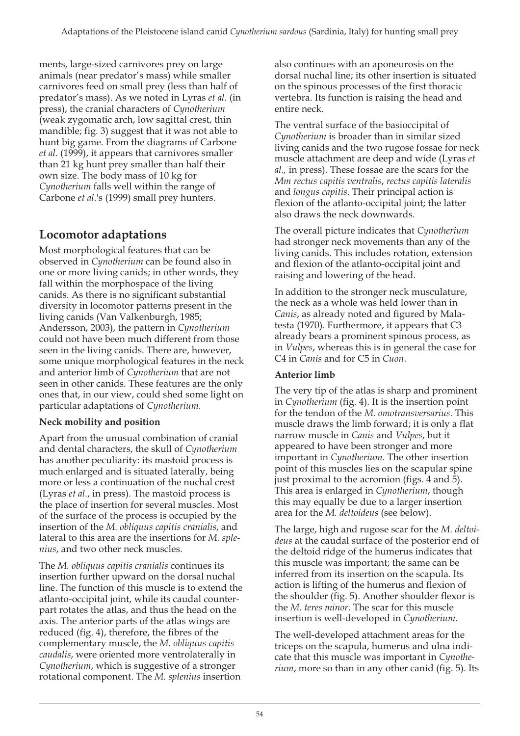ments, large-sized carnivores prey on large animals (near predator's mass) while smaller carnivores feed on small prey (less than half of predator's mass). As we noted in Lyras *et al.* (in press), the cranial characters of *Cynotherium* (weak zygomatic arch, low sagittal crest, thin mandible; fig. 3) suggest that it was not able to hunt big game. From the diagrams of Carbone *et al.* (1999), it appears that carnivores smaller than 21 kg hunt prey smaller than half their own size. The body mass of 10 kg for *Cynotherium* falls well within the range of Carbone *et al.*'s (1999) small prey hunters.

## Locomotor adaptations

Most morphological features that can be observed in *Cynotherium* can be found also in one or more living canids; in other words, they fall within the morphospace of the living canids. As there is no significant substantial diversity in locomotor patterns present in the living canids (Van Valkenburgh, 1985; Andersson, 2003), the pattern in *Cynotherium* could not have been much different from those seen in the living canids. There are, however, some unique morphological features in the neck and anterior limb of *Cynotherium* that are not seen in other canids. These features are the only ones that, in our view, could shed some light on particular adaptations of *Cynotherium.*

### Neck mobility and position

Apart from the unusual combination of cranial and dental characters, the skull of *Cynotherium* has another peculiarity: its mastoid process is much enlarged and is situated laterally, being more or less a continuation of the nuchal crest (Lyras *et al.*, in press). The mastoid process is the place of insertion for several muscles. Most of the surface of the process is occupied by the insertion of the *M. obliquus capitis cranialis*, and lateral to this area are the insertions for *M. splenius*, and two other neck muscles.

The *M. obliquus capitis cranialis* continues its insertion further upward on the dorsal nuchal line. The function of this muscle is to extend the atlanto-occipital joint, while its caudal counterpart rotates the atlas, and thus the head on the axis. The anterior parts of the atlas wings are reduced (fig. 4), therefore, the fibres of the complementary muscle, the *M. obliquus capitis caudalis*, were oriented more ventrolaterally in *Cynotherium*, which is suggestive of a stronger rotational component. The *M. splenius* insertion also continues with an aponeurosis on the dorsal nuchal line; its other insertion is situated on the spinous processes of the first thoracic vertebra. Its function is raising the head and entire neck.

The ventral surface of the basioccipital of *Cynotherium* is broader than in similar sized living canids and the two rugose fossae for neck muscle attachment are deep and wide (Lyras *et al.,* in press). These fossae are the scars for the *Mm rectus capitis ventralis*, *rectus capitis lateralis* and *longus capitis*. Their principal action is flexion of the atlanto-occipital joint; the latter also draws the neck downwards.

The overall picture indicates that *Cynotherium* had stronger neck movements than any of the living canids. This includes rotation, extension and flexion of the atlanto-occipital joint and raising and lowering of the head.

In addition to the stronger neck musculature, the neck as a whole was held lower than in *Canis*, as already noted and figured by Malatesta (1970). Furthermore, it appears that C3 already bears a prominent spinous process, as in *Vulpes*, whereas this is in general the case for C4 in *Canis* and for C5 in *Cuon*.

### Anterior limb

The very tip of the atlas is sharp and prominent in *Cynotherium* (fig. 4). It is the insertion point for the tendon of the *M. omotransversarius.* This muscle draws the limb forward; it is only a flat narrow muscle in *Canis* and *Vulpes*, but it appeared to have been stronger and more important in *Cynotherium.* The other insertion point of this muscles lies on the scapular spine just proximal to the acromion (figs. 4 and 5). This area is enlarged in *Cynotherium*, though this may equally be due to a larger insertion area for the *M. deltoideus* (see below).

The large, high and rugose scar for the *M. deltoideus* at the caudal surface of the posterior end of the deltoid ridge of the humerus indicates that this muscle was important; the same can be inferred from its insertion on the scapula. Its action is lifting of the humerus and flexion of the shoulder (fig. 5). Another shoulder flexor is the *M. teres minor*. The scar for this muscle insertion is well-developed in *Cynotherium.*

The well-developed attachment areas for the triceps on the scapula, humerus and ulna indicate that this muscle was important in *Cynotherium*, more so than in any other canid (fig. 5). Its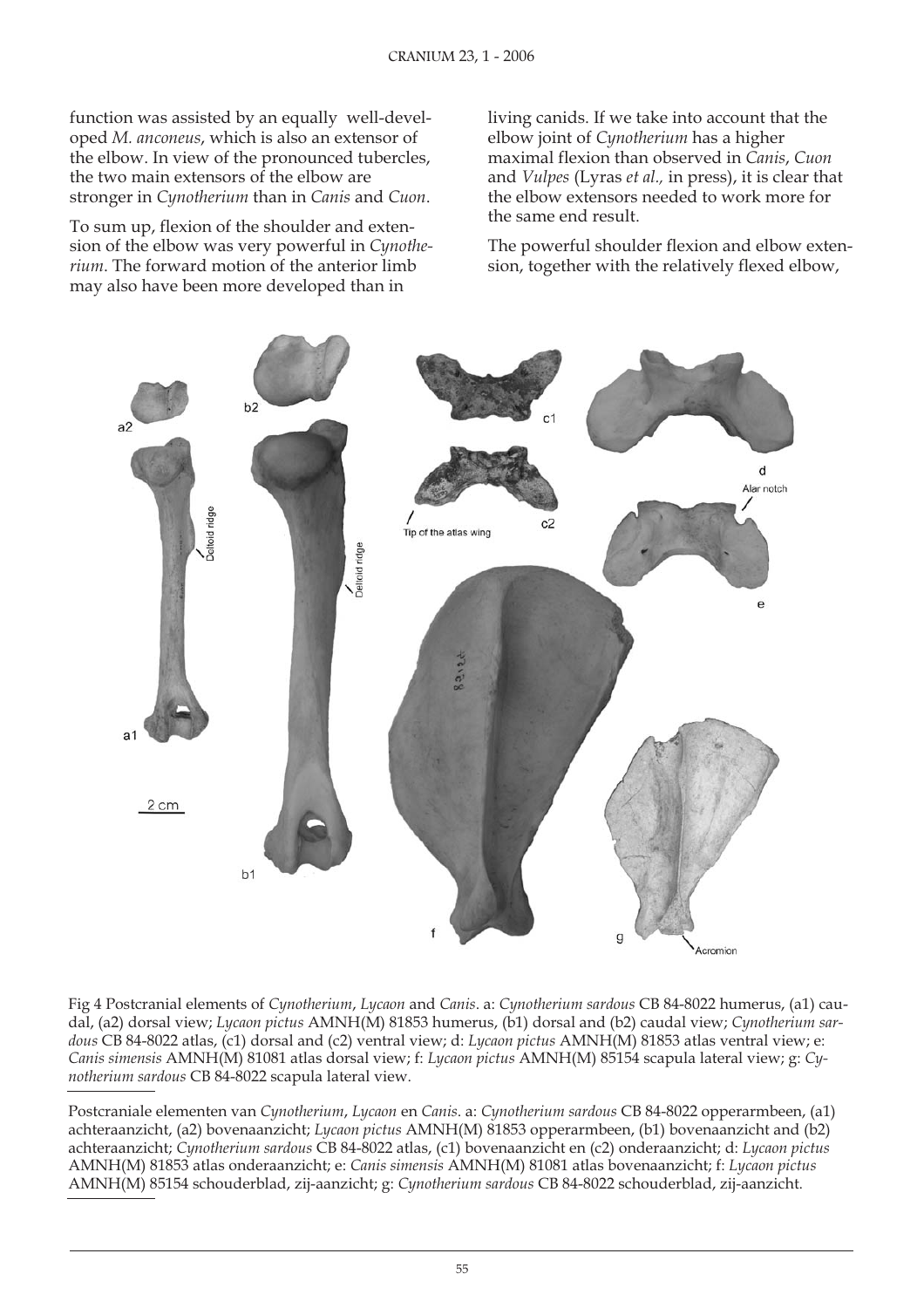function was assisted by an equally well-developed *M. anconeus*, which is also an extensor of the elbow. In view of the pronounced tubercles, the two main extensors of the elbow are stronger in *Cynotherium* than in *Canis* and *Cuon*.

To sum up, flexion of the shoulder and extension of the elbow was very powerful in *Cynotherium*. The forward motion of the anterior limb may also have been more developed than in living canids. If we take into account that the elbow joint of *Cynotherium* has a higher maximal flexion than observed in *Canis*, *Cuon* and *Vulpes* (Lyras *et al.,* in press), it is clear that the elbow extensors needed to work more for the same end result.

The powerful shoulder flexion and elbow extension, together with the relatively flexed elbow,

Fig 4 Postcranial elements of *Cynotherium*, *Lycaon* and *Canis*. a: *Cynotherium sardous* CB 84-8022 humerus, (a1) caudal, (a2) dorsal view; *Lycaon pictus* AMNH(M) 81853 humerus, (b1) dorsal and (b2) caudal view; *Cynotherium sardous* CB 84-8022 atlas, (c1) dorsal and (c2) ventral view; d: *Lycaon pictus* AMNH(M) 81853 atlas ventral view; e: *Canis simensis* AMNH(M) 81081 atlas dorsal view; f: *Lycaon pictus* AMNH(M) 85154 scapula lateral view; g: *Cynotherium sardous* CB 84-8022 scapula lateral view.

Postcraniale elementen van *Cynotherium*, *Lycaon* en *Canis*. a: *Cynotherium sardous* CB 84-8022 opperarmbeen, (a1) achteraanzicht, (a2) bovenaanzicht; *Lycaon pictus* AMNH(M) 81853 opperarmbeen, (b1) bovenaanzicht and (b2) achteraanzicht; *Cynotherium sardous* CB 84-8022 atlas, (c1) bovenaanzicht en (c2) onderaanzicht; d: *Lycaon pictus* AMNH(M) 81853 atlas onderaanzicht; e: *Canis simensis* AMNH(M) 81081 atlas bovenaanzicht; f: *Lycaon pictus* AMNH(M) 85154 schouderblad, zij-aanzicht; g: *Cynotherium sardous* CB 84-8022 schouderblad, zij-aanzicht.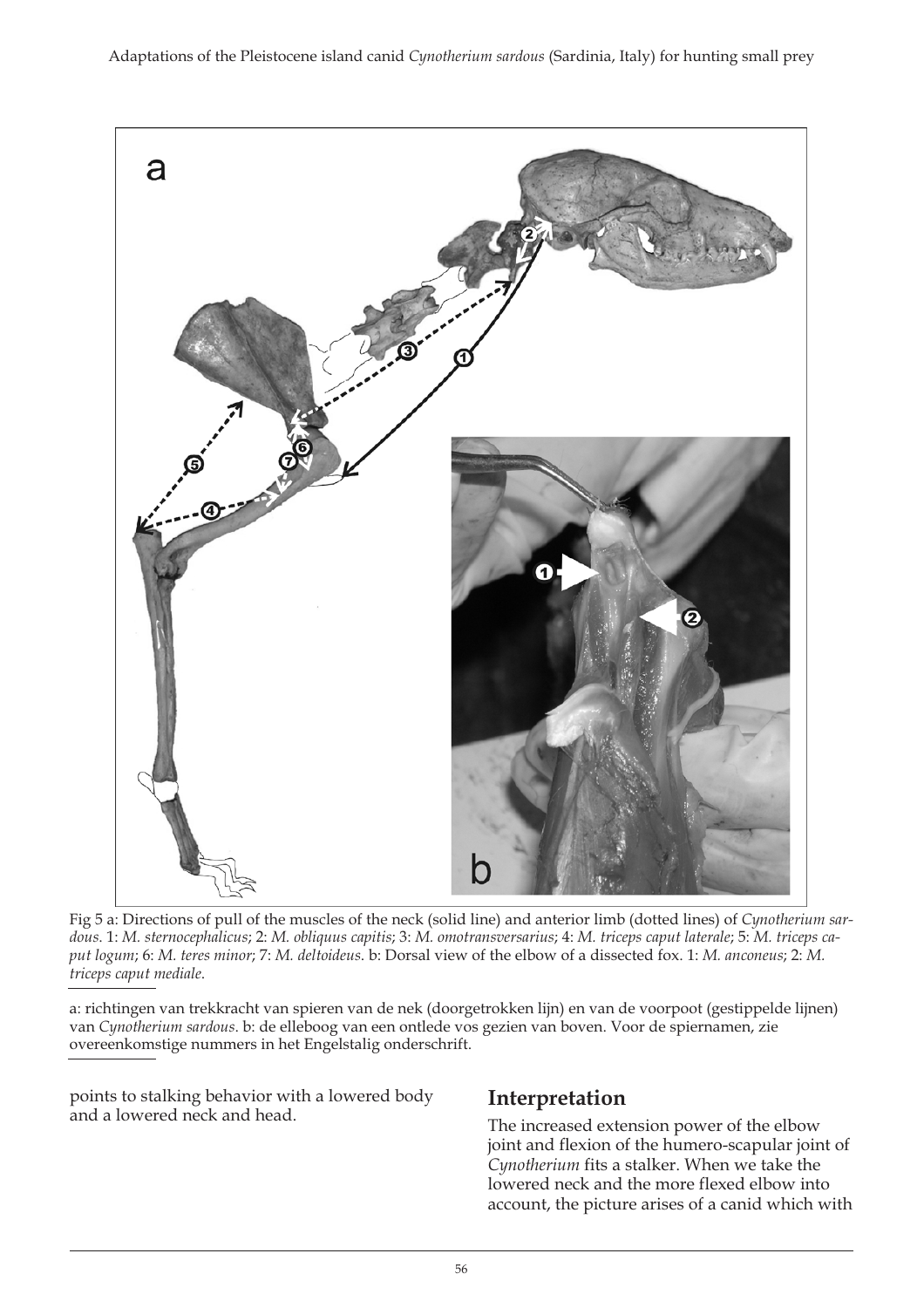Fig 5 a: Directions of pull of the muscles of the neck (solid line) and anterior limb (dotted lines) of *Cynotherium sardous*. 1: *M. sternocephalicus*; 2: *M. obliquus capitis*; 3: *M. omotransversarius*; 4: *M. triceps caput laterale*; 5: *M. triceps caput logum*; 6: *M. teres minor*; 7: *M. deltoideus*. b: Dorsal view of the elbow of a dissected fox. 1: *M. anconeus*; 2: *M. triceps caput mediale*.

a: richtingen van trekkracht van spieren van de nek (doorgetrokken lijn) en van de voorpoot (gestippelde lijnen) van *Cynotherium sardous*. b: de elleboog van een ontlede vos gezien van boven. Voor de spiernamen, zie overeenkomstige nummers in het Engelstalig onderschrift.

points to stalking behavior with a lowered body and a lowered neck and head.

## Interpretation

The increased extension power of the elbow joint and flexion of the humero-scapular joint of *Cynotherium* fits a stalker. When we take the lowered neck and the more flexed elbow into account, the picture arises of a canid which with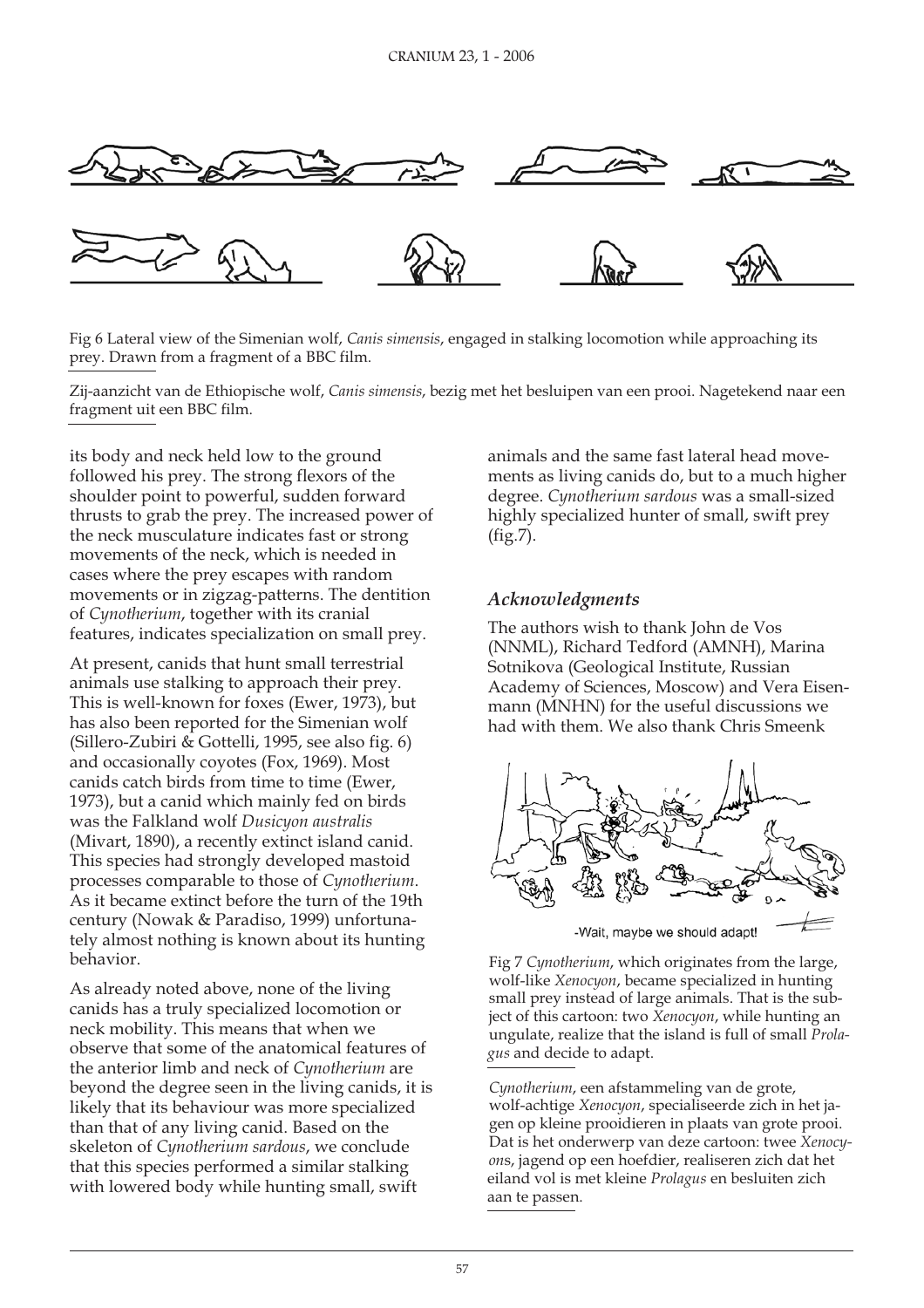Fig 6 Lateral view of the Simenian wolf, *Canis simensis*, engaged in stalking locomotion while approaching its prey. Drawn from a fragment of a BBC film.

Zij-aanzicht van de Ethiopische wolf, *Canis simensis*, bezig met het besluipen van een prooi. Nagetekend naar een fragment uit een BBC film.

its body and neck held low to the ground followed his prey. The strong flexors of the shoulder point to powerful, sudden forward thrusts to grab the prey. The increased power of the neck musculature indicates fast or strong movements of the neck, which is needed in cases where the prey escapes with random movements or in zigzag-patterns. The dentition of *Cynotherium*, together with its cranial features, indicates specialization on small prey.

At present, canids that hunt small terrestrial animals use stalking to approach their prey. This is well-known for foxes (Ewer, 1973), but has also been reported for the Simenian wolf (Sillero-Zubiri & Gottelli, 1995, see also fig. 6) and occasionally coyotes (Fox, 1969). Most canids catch birds from time to time (Ewer, 1973), but a canid which mainly fed on birds was the Falkland wolf *Dusicyon australis* (Mivart, 1890), a recently extinct island canid. This species had strongly developed mastoid processes comparable to those of *Cynotherium*. As it became extinct before the turn of the 19th century (Nowak & Paradiso, 1999) unfortunately almost nothing is known about its hunting behavior.

As already noted above, none of the living canids has a truly specialized locomotion or neck mobility. This means that when we observe that some of the anatomical features of the anterior limb and neck of *Cynotherium* are beyond the degree seen in the living canids, it is likely that its behaviour was more specialized than that of any living canid. Based on the skeleton of *Cynotherium sardous*, we conclude that this species performed a similar stalking with lowered body while hunting small, swift animals and the same fast lateral head movements as living canids do, but to a much higher degree. *Cynotherium sardous* was a small-sized highly specialized hunter of small, swift prey (fig.7).

## *Acknowledgments*

The authors wish to thank John de Vos (NNML), Richard Tedford (AMNH), Marina Sotnikova (Geological Institute, Russian Academy of Sciences, Moscow) and Vera Eisenmann (MNHN) for the useful discussions we had with them. We also thank Chris Smeenk

Fig 7 *Cynotherium*, which originates from the large, wolf-like *Xenocyon*, became specialized in hunting small prey instead of large animals. That is the subject of this cartoon: two *Xenocyon*, while hunting an ungulate, realize that the island is full of small *Prolagus* and decide to adapt.

*Cynotherium*, een afstammeling van de grote, wolf-achtige *Xenocyon*, specialiseerde zich in het jagen op kleine prooidieren in plaats van grote prooi. Dat is het onderwerp van deze cartoon: twee *Xenocyons*, jagend op een hoefdier, realiseren zich dat het eiland vol is met kleine *Prolagus* en besluiten zich aan te passen.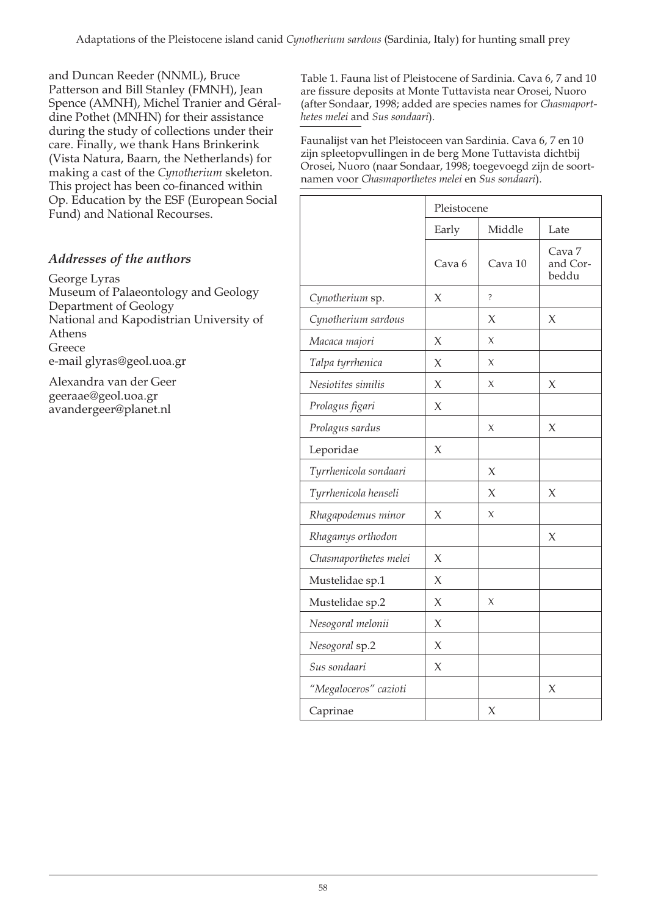and Duncan Reeder (NNML), Bruce Patterson and Bill Stanley (FMNH), Jean Spence (AMNH), Michel Tranier and Géraldine Pothet (MNHN) for their assistance during the study of collections under their care. Finally, we thank Hans Brinkerink (Vista Natura, Baarn, the Netherlands) for making a cast of the *Cynotherium* skeleton. This project has been co-financed within Op. Education by the ESF (European Social Fund) and National Recourses.

### *Addresses of the authors*

George Lyras
Museum of Palaeontology and Geology
Department of Geology
National and Kapodistrian University of Athens
Greece
e-mail glyras@geol.uoa.gr

Alexandra van der Geer
geeraae@geol.uoa.gr
avandergeer@planet.nl

Table 1. Fauna list of Pleistocene of Sardinia. Cava 6, 7 and 10 are fissure deposits at Monte Tuttavista near Orosei, Nuoro (after Sondaar, 1998; added are species names for *Chasmaporthetes melei* and *Sus sondaari*).

Faunalijst van het Pleistoceen van Sardinia. Cava 6, 7 en 10 zijn spleetopvullingen in de berg Mone Tuttavista dichtbij Orosei, Nuoro (naar Sondaar, 1998; toegevoegd zijn de soortnamen voor *Chasmaporthetes melei* en *Sus sondaari*).

| | Pleistocene | | |
|---|---|---|---|
| | Early | Middle | Late |
| | Cava 6 | Cava 10 | Cava 7 and Corbeddu |
| *Cynotherium* sp. | X | ? | |
| *Cynotherium sardous* | | X | X |
| *Macaca majori* | X | X | |
| *Talpa tyrrhenica* | X | X | |
| *Nesiotites similis* | X | X | X |
| *Prolagus figari* | X | | |
| *Prolagus sardus* | | X | X |
| Leporidae | X | | |
| *Tyrrhenicola sondaari* | | X | |
| *Tyrrhenicola henseli* | | X | X |
| *Rhagapodemus minor* | X | X | |
| *Rhagamys orthodon* | | | X |
| *Chasmaporthetes melei* | X | | |
| Mustelidae sp.1 | X | | |
| Mustelidae sp.2 | X | X | |
| *Nesogoral melonii* | X | | |
| *Nesogoral* sp.2 | X | | |
| *Sus sondaari* | X | | |
| *"Megaloceros" cazioti* | | | X |
| Caprinae | | X | |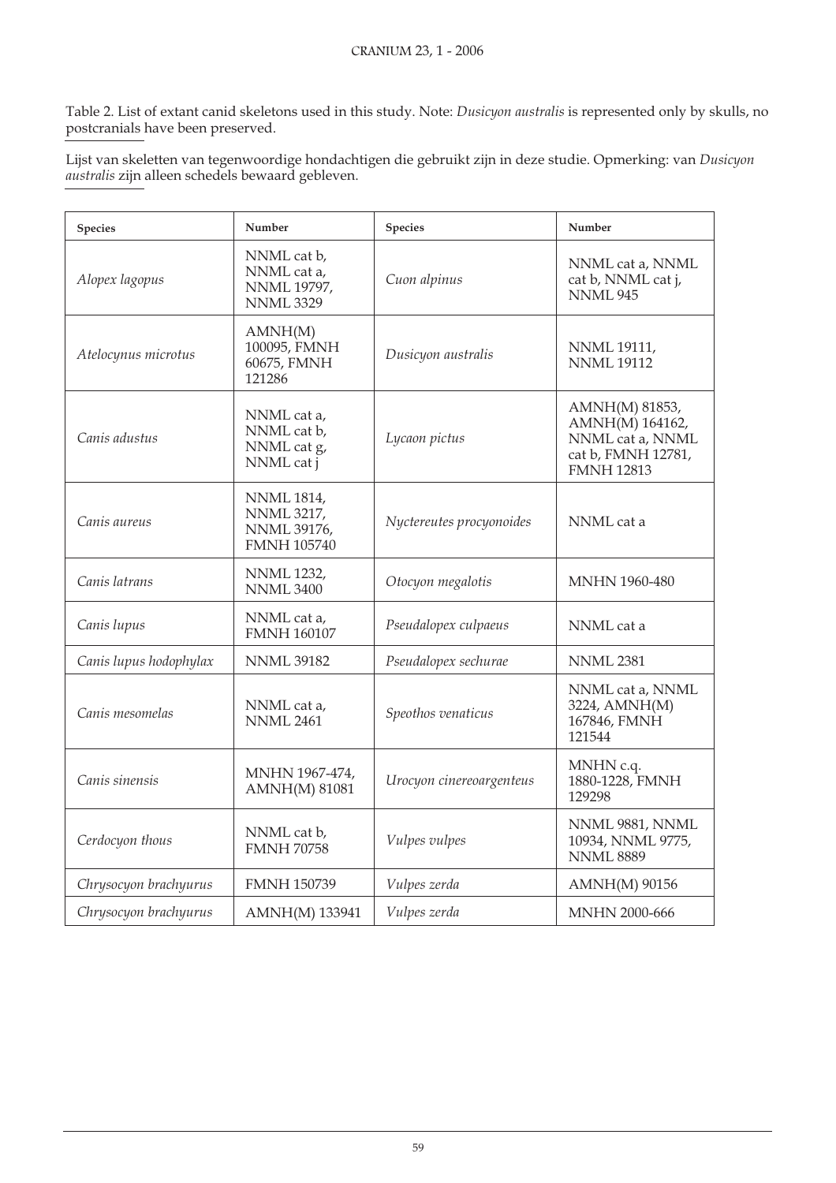Table 2. List of extant canid skeletons used in this study. Note: *Dusicyon australis* is represented only by skulls, no postcranials have been preserved.

Lijst van skeletten van tegenwoordige hondachtigen die gebruikt zijn in deze studie. Opmerking: van *Dusicyon australis* zijn alleen schedels bewaard gebleven.

| Species | Number | Species | Number |
|---|---|---|---|
| *Alopex lagopus* | NNML cat b, NNML cat a, NNML 19797, NNML 3329 | *Cuon alpinus* | NNML cat a, NNML cat b, NNML cat j, NNML 945 |
| *Atelocynus microtus* | AMNH(M) 100095, FMNH 60675, FMNH 121286 | *Dusicyon australis* | NNML 19111, NNML 19112 |
| *Canis adustus* | NNML cat a, NNML cat b, NNML cat g, NNML cat j | *Lycaon pictus* | AMNH(M) 81853, AMNH(M) 164162, NNML cat a, NNML cat b, FMNH 12781, FMNH 12813 |
| *Canis aureus* | NNML 1814, NNML 3217, NNML 39176, FMNH 105740 | *Nyctereutes procyonoides* | NNML cat a |
| *Canis latrans* | NNML 1232, NNML 3400 | *Otocyon megalotis* | MNHN 1960-480 |
| *Canis lupus* | NNML cat a, FMNH 160107 | *Pseudalopex culpaeus* | NNML cat a |
| *Canis lupus hodophylax* | NNML 39182 | *Pseudalopex sechurae* | NNML 2381 |
| *Canis mesomelas* | NNML cat a, NNML 2461 | *Speothos venaticus* | NNML cat a, NNML 3224, AMNH(M) 167846, FMNH 121544 |
| *Canis sinensis* | MNHN 1967-474, AMNH(M) 81081 | *Urocyon cinereoargenteus* | MNHN c.q. 1880-1228, FMNH 129298 |
| *Cerdocyon thous* | NNML cat b, FMNH 70758 | *Vulpes vulpes* | NNML 9881, NNML 10934, NNML 9775, NNML 8889 |
| *Chrysocyon brachyurus* | FMNH 150739 | *Vulpes zerda* | AMNH(M) 90156 |
| *Chrysocyon brachyurus* | AMNH(M) 133941 | *Vulpes zerda* | MNHN 2000-666 |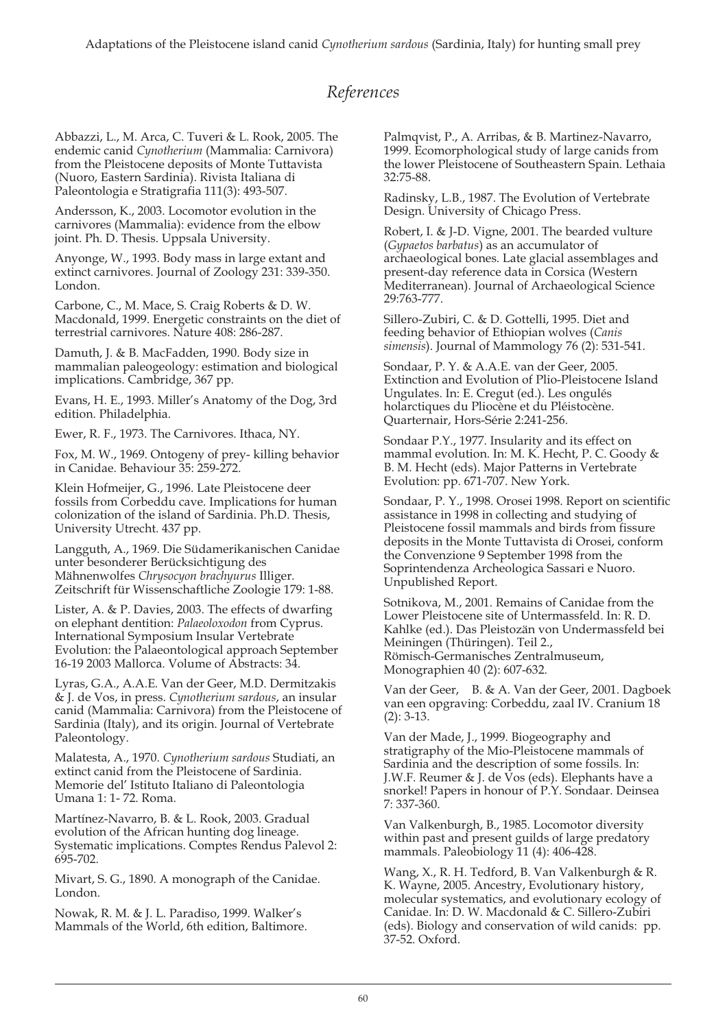## *References*

Abbazzi, L., M. Arca, C. Tuveri & L. Rook, 2005. The endemic canid *Cynotherium* (Mammalia: Carnivora) from the Pleistocene deposits of Monte Tuttavista (Nuoro, Eastern Sardinia). Rivista Italiana di Paleontologia e Stratigrafia 111(3): 493-507.

Andersson, K., 2003. Locomotor evolution in the carnivores (Mammalia): evidence from the elbow joint. Ph. D. Thesis. Uppsala University.

Anyonge, W., 1993. Body mass in large extant and extinct carnivores. Journal of Zoology 231: 339-350. London.

Carbone, C., M. Mace, S. Craig Roberts & D. W. Macdonald, 1999. Energetic constraints on the diet of terrestrial carnivores. Nature 408: 286-287.

Damuth, J. & B. MacFadden, 1990. Body size in mammalian paleogeology: estimation and biological implications. Cambridge, 367 pp.

Evans, H. E., 1993. Miller's Anatomy of the Dog, 3rd edition. Philadelphia.

Ewer, R. F., 1973. The Carnivores. Ithaca, NY.

Fox, M. W., 1969. Ontogeny of prey- killing behavior in Canidae. Behaviour 35: 259-272.

Klein Hofmeijer, G., 1996. Late Pleistocene deer fossils from Corbeddu cave. Implications for human colonization of the island of Sardinia. Ph.D. Thesis, University Utrecht. 437 pp.

Langguth, A., 1969. Die Südamerikanischen Canidae unter besonderer Berücksichtigung des Mähnenwolfes *Chrysocyon brachyurus* Illiger. Zeitschrift für Wissenschaftliche Zoologie 179: 1-88.

Lister, A. & P. Davies, 2003. The effects of dwarfing on elephant dentition: *Palaeoloxodon* from Cyprus. International Symposium Insular Vertebrate Evolution: the Palaeontological approach September 16-19 2003 Mallorca. Volume of Abstracts: 34.

Lyras, G.A., A.A.E. Van der Geer, M.D. Dermitzakis & J. de Vos, in press. *Cynotherium sardous*, an insular canid (Mammalia: Carnivora) from the Pleistocene of Sardinia (Italy), and its origin. Journal of Vertebrate Paleontology.

Malatesta, A., 1970. *Cynotherium sardous* Studiati, an extinct canid from the Pleistocene of Sardinia. Memorie del' Istituto Italiano di Paleontologia Umana 1: 1- 72. Roma.

Martínez-Navarro, B. & L. Rook, 2003. Gradual evolution of the African hunting dog lineage. Systematic implications. Comptes Rendus Palevol 2: 695-702.

Mivart, S. G., 1890. A monograph of the Canidae. London.

Nowak, R. M. & J. L. Paradiso, 1999. Walker's Mammals of the World, 6th edition, Baltimore.

Palmqvist, P., A. Arribas, & B. Martinez-Navarro, 1999. Ecomorphological study of large canids from the lower Pleistocene of Southeastern Spain. Lethaia 32:75-88.

Radinsky, L.B., 1987. The Evolution of Vertebrate Design. University of Chicago Press.

Robert, I. & J-D. Vigne, 2001. The bearded vulture (*Gypaetos barbatus*) as an accumulator of archaeological bones. Late glacial assemblages and present-day reference data in Corsica (Western Mediterranean). Journal of Archaeological Science 29:763-777.

Sillero-Zubiri, C. & D. Gottelli, 1995. Diet and feeding behavior of Ethiopian wolves (*Canis simensis*). Journal of Mammology 76 (2): 531-541.

Sondaar, P. Y. & A.A.E. van der Geer, 2005. Extinction and Evolution of Plio-Pleistocene Island Ungulates. In: E. Cregut (ed.). Les ongulés holarctiques du Pliocène et du Pléistocène. Quarternair, Hors-Série 2:241-256.

Sondaar P.Y., 1977. Insularity and its effect on mammal evolution. In: M. K. Hecht, P. C. Goody & B. M. Hecht (eds). Major Patterns in Vertebrate Evolution: pp. 671-707. New York.

Sondaar, P. Y., 1998. Orosei 1998. Report on scientific assistance in 1998 in collecting and studying of Pleistocene fossil mammals and birds from fissure deposits in the Monte Tuttavista di Orosei, conform the Convenzione 9 September 1998 from the Soprintendenza Archeologica Sassari e Nuoro. Unpublished Report.

Sotnikova, M., 2001. Remains of Canidae from the Lower Pleistocene site of Untermassfeld. In: R. D. Kahlke (ed.). Das Pleistozän von Undermassfeld bei Meiningen (Thüringen). Teil 2., Römisch-Germanisches Zentralmuseum, Monographien 40 (2): 607-632.

Van der Geer, B. & A. Van der Geer, 2001. Dagboek van een opgraving: Corbeddu, zaal IV. Cranium 18 (2): 3-13.

Van der Made, J., 1999. Biogeography and stratigraphy of the Mio-Pleistocene mammals of Sardinia and the description of some fossils. In: J.W.F. Reumer & J. de Vos (eds). Elephants have a snorkel! Papers in honour of P.Y. Sondaar. Deinsea 7: 337-360.

Van Valkenburgh, B., 1985. Locomotor diversity within past and present guilds of large predatory mammals. Paleobiology 11 (4): 406-428.

Wang, X., R. H. Tedford, B. Van Valkenburgh & R. K. Wayne, 2005. Ancestry, Evolutionary history, molecular systematics, and evolutionary ecology of Canidae. In: D. W. Macdonald & C. Sillero-Zubiri (eds). Biology and conservation of wild canids: pp. 37-52. Oxford.